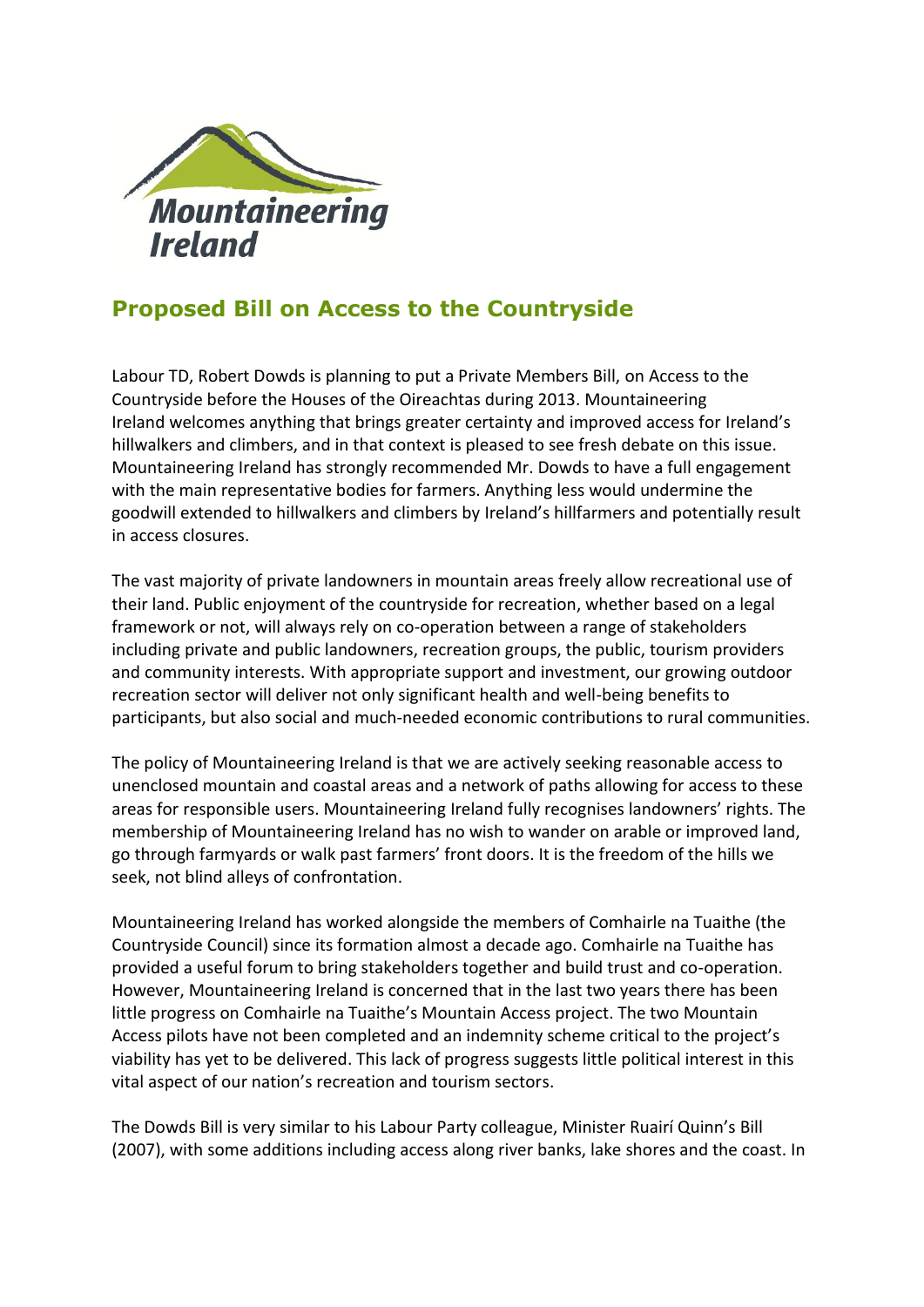Mountaineering Ireland

## Proposed Bill on Access to the Countryside

Labour TD, Robert Dowds is planning to put a Private Members Bill, on Access to the Countryside before the Houses of the Oireachtas during 2013. Mountaineering Ireland welcomes anything that brings greater certainty and improved access for Ireland's hillwalkers and climbers, and in that context is pleased to see fresh debate on this issue. Mountaineering Ireland has strongly recommended Mr. Dowds to have a full engagement with the main representative bodies for farmers. Anything less would undermine the goodwill extended to hillwalkers and climbers by Ireland's hillfarmers and potentially result in access closures.

The vast majority of private landowners in mountain areas freely allow recreational use of their land. Public enjoyment of the countryside for recreation, whether based on a legal framework or not, will always rely on co-operation between a range of stakeholders including private and public landowners, recreation groups, the public, tourism providers and community interests. With appropriate support and investment, our growing outdoor recreation sector will deliver not only significant health and well-being benefits to participants, but also social and much-needed economic contributions to rural communities.

The policy of Mountaineering Ireland is that we are actively seeking reasonable access to unenclosed mountain and coastal areas and a network of paths allowing for access to these areas for responsible users. Mountaineering Ireland fully recognises landowners' rights. The membership of Mountaineering Ireland has no wish to wander on arable or improved land, go through farmyards or walk past farmers' front doors. It is the freedom of the hills we seek, not blind alleys of confrontation.

Mountaineering Ireland has worked alongside the members of Comhairle na Tuaithe (the Countryside Council) since its formation almost a decade ago. Comhairle na Tuaithe has provided a useful forum to bring stakeholders together and build trust and co-operation. However, Mountaineering Ireland is concerned that in the last two years there has been little progress on Comhairle na Tuaithe's Mountain Access project. The two Mountain Access pilots have not been completed and an indemnity scheme critical to the project's viability has yet to be delivered. This lack of progress suggests little political interest in this vital aspect of our nation's recreation and tourism sectors.

The Dowds Bill is very similar to his Labour Party colleague, Minister Ruairí Quinn's Bill (2007), with some additions including access along river banks, lake shores and the coast. In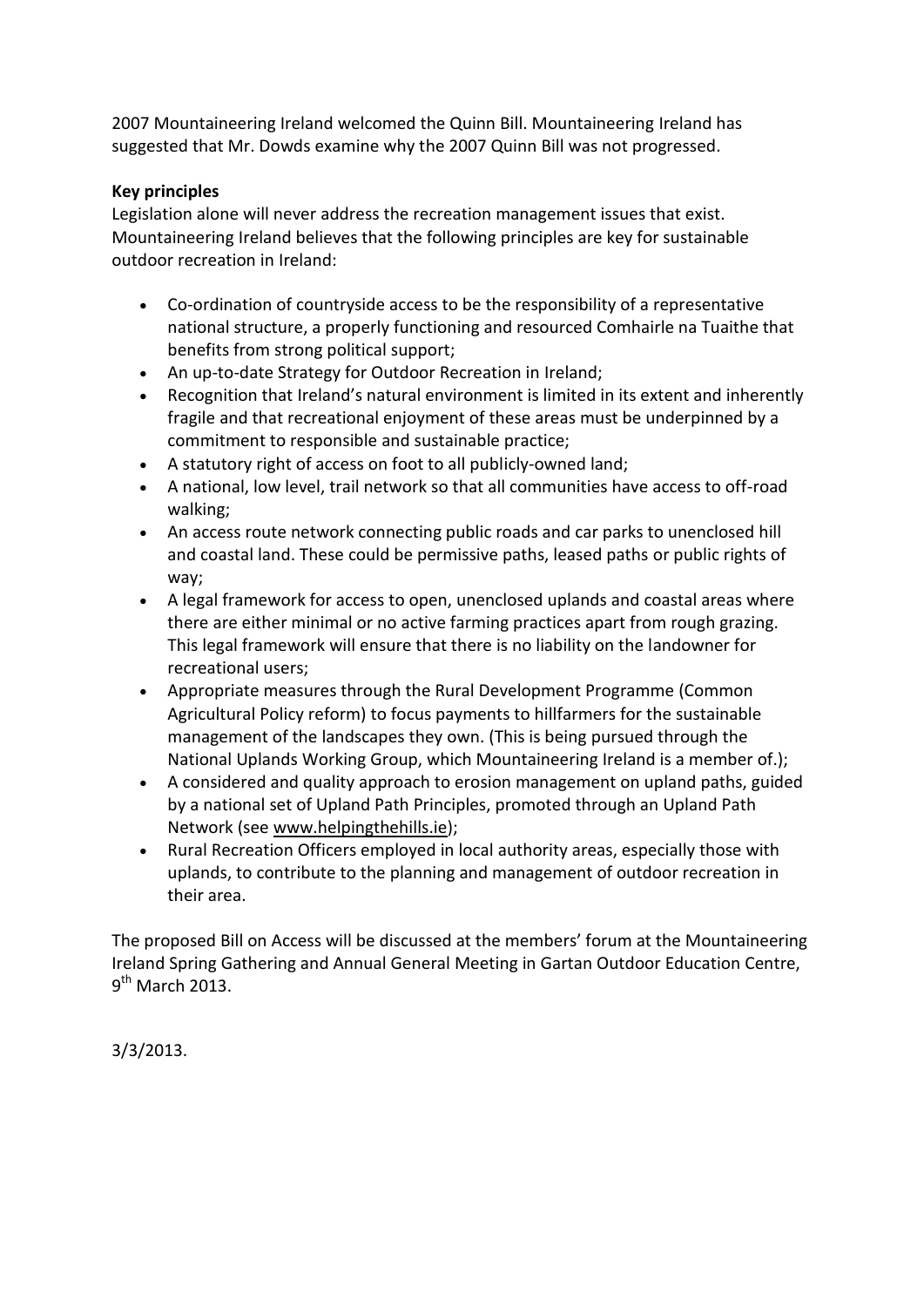2007 Mountaineering Ireland welcomed the Quinn Bill. Mountaineering Ireland has suggested that Mr. Dowds examine why the 2007 Quinn Bill was not progressed.

**Key principles**

Legislation alone will never address the recreation management issues that exist. Mountaineering Ireland believes that the following principles are key for sustainable outdoor recreation in Ireland:

- Co-ordination of countryside access to be the responsibility of a representative national structure, a properly functioning and resourced Comhairle na Tuaithe that benefits from strong political support;
- An up-to-date Strategy for Outdoor Recreation in Ireland;
- Recognition that Ireland's natural environment is limited in its extent and inherently fragile and that recreational enjoyment of these areas must be underpinned by a commitment to responsible and sustainable practice;
- A statutory right of access on foot to all publicly-owned land;
- A national, low level, trail network so that all communities have access to off-road walking;
- An access route network connecting public roads and car parks to unenclosed hill and coastal land. These could be permissive paths, leased paths or public rights of way;
- A legal framework for access to open, unenclosed uplands and coastal areas where there are either minimal or no active farming practices apart from rough grazing. This legal framework will ensure that there is no liability on the landowner for recreational users;
- Appropriate measures through the Rural Development Programme (Common Agricultural Policy reform) to focus payments to hillfarmers for the sustainable management of the landscapes they own. (This is being pursued through the National Uplands Working Group, which Mountaineering Ireland is a member of.);
- A considered and quality approach to erosion management on upland paths, guided by a national set of Upland Path Principles, promoted through an Upland Path Network (see www.helpingthehills.ie);
- Rural Recreation Officers employed in local authority areas, especially those with uplands, to contribute to the planning and management of outdoor recreation in their area.

The proposed Bill on Access will be discussed at the members' forum at the Mountaineering Ireland Spring Gathering and Annual General Meeting in Gartan Outdoor Education Centre, 9th March 2013.

3/3/2013.